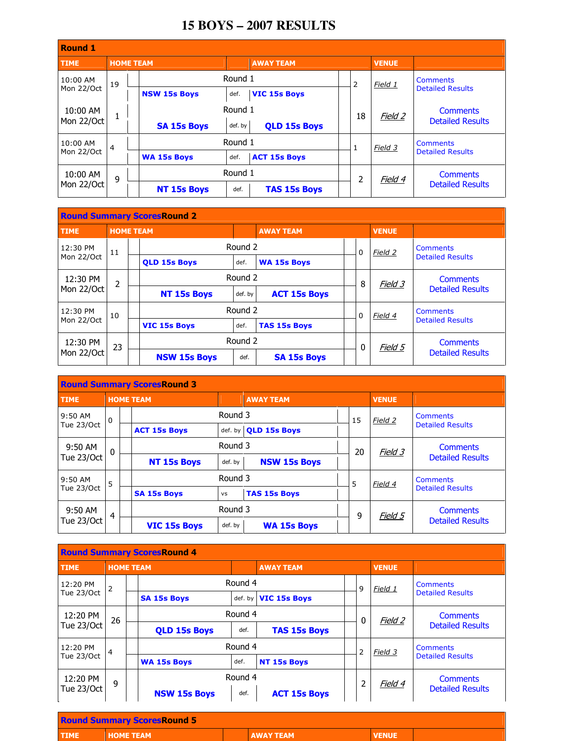# 15 BOYS – 2007 RESULTS

**Round 1**

| TIME | HOME TEAM | | | AWAY TEAM | | VENUE | |
|---|---|---|---|---|---|---|---|
| 10:00 AM Mon 22/Oct | 19 | NSW 15s Boys | def. | VIC 15s Boys | 2 | Field 1 | Comments Detailed Results |
| 10:00 AM Mon 22/Oct | 1 | SA 15s Boys | def. by | QLD 15s Boys | 18 | Field 2 | Comments Detailed Results |
| 10:00 AM Mon 22/Oct | 4 | WA 15s Boys | def. | ACT 15s Boys | 1 | Field 3 | Comments Detailed Results |
| 10:00 AM Mon 22/Oct | 9 | NT 15s Boys | def. | TAS 15s Boys | 2 | Field 4 | Comments Detailed Results |

**Round Summary Scores Round 2**

| TIME | HOME TEAM | | | AWAY TEAM | | VENUE | |
|---|---|---|---|---|---|---|---|
| 12:30 PM Mon 22/Oct | 11 | QLD 15s Boys | def. | WA 15s Boys | 0 | Field 2 | Comments Detailed Results |
| 12:30 PM Mon 22/Oct | 2 | NT 15s Boys | def. by | ACT 15s Boys | 8 | Field 3 | Comments Detailed Results |
| 12:30 PM Mon 22/Oct | 10 | VIC 15s Boys | def. | TAS 15s Boys | 0 | Field 4 | Comments Detailed Results |
| 12:30 PM Mon 22/Oct | 23 | NSW 15s Boys | def. | SA 15s Boys | 0 | Field 5 | Comments Detailed Results |

**Round Summary Scores Round 3**

| TIME | HOME TEAM | | | AWAY TEAM | | VENUE | |
|---|---|---|---|---|---|---|---|
| 9:50 AM Tue 23/Oct | 0 | ACT 15s Boys | def. by | QLD 15s Boys | 15 | Field 2 | Comments Detailed Results |
| 9:50 AM Tue 23/Oct | 0 | NT 15s Boys | def. by | NSW 15s Boys | 20 | Field 3 | Comments Detailed Results |
| 9:50 AM Tue 23/Oct | 5 | SA 15s Boys | vs | TAS 15s Boys | 5 | Field 4 | Comments Detailed Results |
| 9:50 AM Tue 23/Oct | 4 | VIC 15s Boys | def. by | WA 15s Boys | 9 | Field 5 | Comments Detailed Results |

**Round Summary Scores Round 4**

| TIME | HOME TEAM | | | AWAY TEAM | | VENUE | |
|---|---|---|---|---|---|---|---|
| 12:20 PM Tue 23/Oct | 2 | SA 15s Boys | def. by | VIC 15s Boys | 9 | Field 1 | Comments Detailed Results |
| 12:20 PM Tue 23/Oct | 26 | QLD 15s Boys | def. | TAS 15s Boys | 0 | Field 2 | Comments Detailed Results |
| 12:20 PM Tue 23/Oct | 4 | WA 15s Boys | def. | NT 15s Boys | 2 | Field 3 | Comments Detailed Results |
| 12:20 PM Tue 23/Oct | 9 | NSW 15s Boys | def. | ACT 15s Boys | 2 | Field 4 | Comments Detailed Results |

**Round Summary Scores Round 5**

| TIME | HOME TEAM | | | AWAY TEAM | | VENUE | |
|---|---|---|---|---|---|---|---|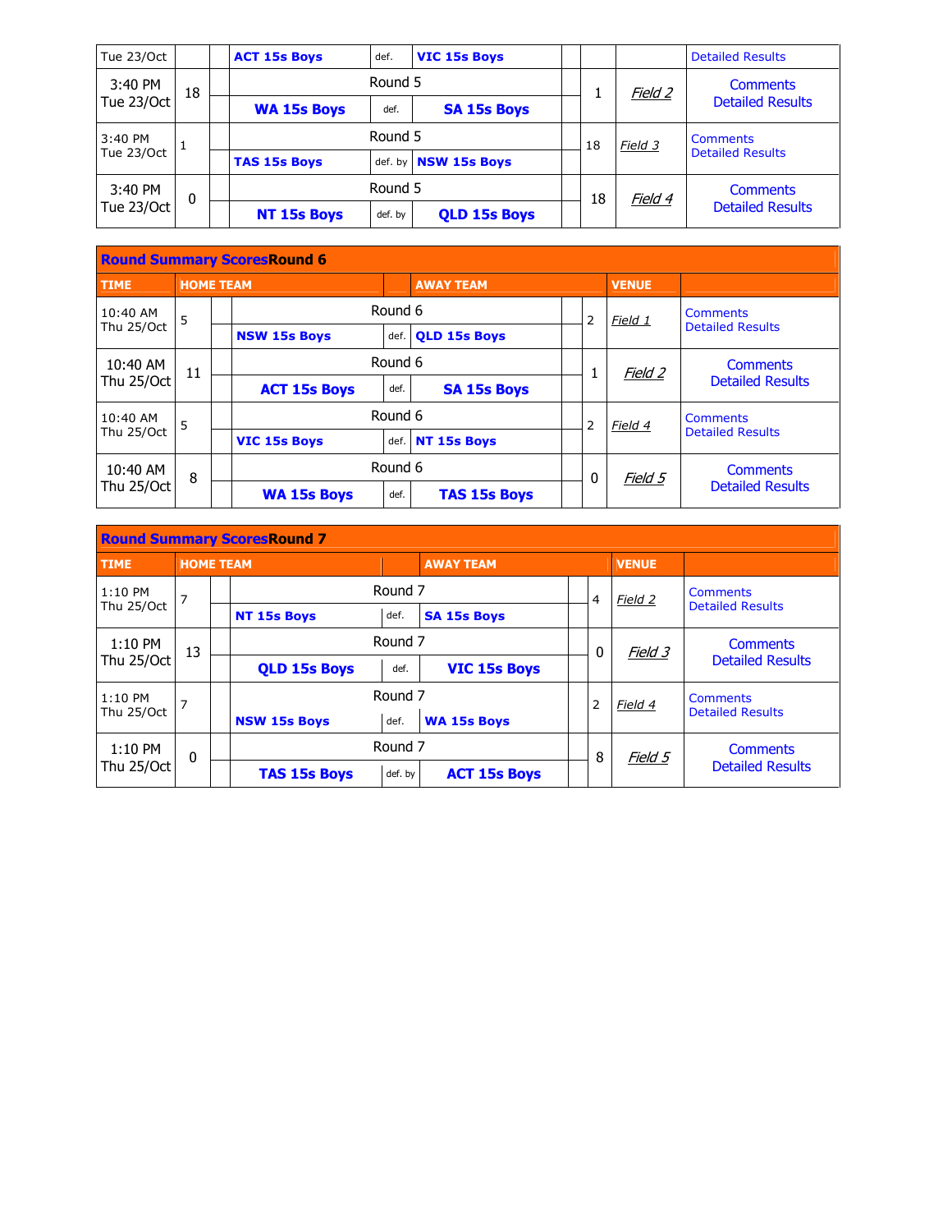| | | | | | | | | | |
|---|---|---|---|---|---|---|---|---|---|
| Tue 23/Oct | | | ACT 15s Boys | def. | VIC 15s Boys | | | | Detailed Results |
| 3:40 PM Tue 23/Oct | 18 | | Round 5<br>WA 15s Boys | def. | SA 15s Boys | | 1 | Field 2 | Comments Detailed Results |
| 3:40 PM Tue 23/Oct | 1 | | Round 5<br>TAS 15s Boys | def. by | NSW 15s Boys | | 18 | Field 3 | Comments Detailed Results |
| 3:40 PM Tue 23/Oct | 0 | | Round 5<br>NT 15s Boys | def. by | QLD 15s Boys | | 18 | Field 4 | Comments Detailed Results |

**Round Summary Scores** Round 6

| TIME | | | HOME TEAM | | AWAY TEAM | | | VENUE | |
|---|---|---|---|---|---|---|---|---|---|
| 10:40 AM Thu 25/Oct | 5 | | Round 6<br>NSW 15s Boys | def. | QLD 15s Boys | | 2 | Field 1 | Comments Detailed Results |
| 10:40 AM Thu 25/Oct | 11 | | Round 6<br>ACT 15s Boys | def. | SA 15s Boys | | 1 | Field 2 | Comments Detailed Results |
| 10:40 AM Thu 25/Oct | 5 | | Round 6<br>VIC 15s Boys | def. | NT 15s Boys | | 2 | Field 4 | Comments Detailed Results |
| 10:40 AM Thu 25/Oct | 8 | | Round 6<br>WA 15s Boys | def. | TAS 15s Boys | | 0 | Field 5 | Comments Detailed Results |

**Round Summary Scores** Round 7

| TIME | | | HOME TEAM | | AWAY TEAM | | | VENUE | |
|---|---|---|---|---|---|---|---|---|---|
| 1:10 PM Thu 25/Oct | 7 | | Round 7<br>NT 15s Boys | def. | SA 15s Boys | | 4 | Field 2 | Comments Detailed Results |
| 1:10 PM Thu 25/Oct | 13 | | Round 7<br>QLD 15s Boys | def. | VIC 15s Boys | | 0 | Field 3 | Comments Detailed Results |
| 1:10 PM Thu 25/Oct | 7 | | Round 7<br>NSW 15s Boys | def. | WA 15s Boys | | 2 | Field 4 | Comments Detailed Results |
| 1:10 PM Thu 25/Oct | 0 | | Round 7<br>TAS 15s Boys | def. by | ACT 15s Boys | | 8 | Field 5 | Comments Detailed Results |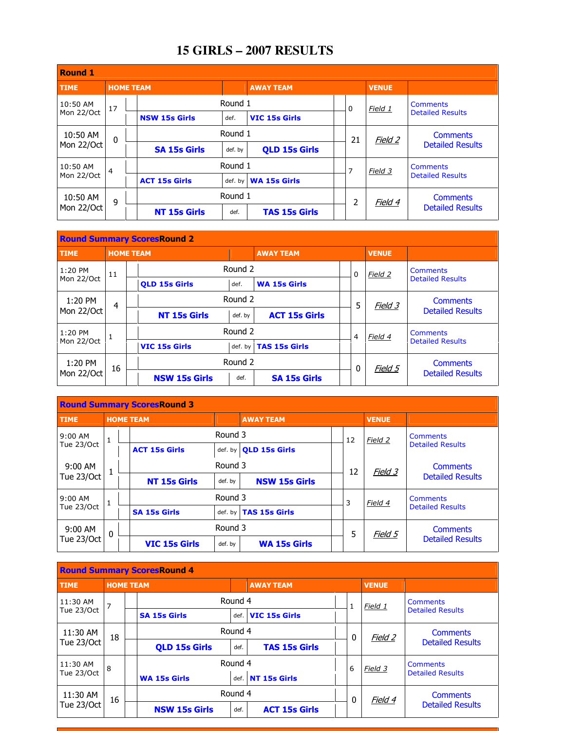# 15 GIRLS – 2007 RESULTS

| Round 1 | | | | | | |
|---|---|---|---|---|---|---|
| **TIME** | **HOME TEAM** | | **AWAY TEAM** | | **VENUE** | |
| 10:50 AM Mon 22/Oct | 17 | NSW 15s Girls | def. | VIC 15s Girls | 0 | Field 1 | Comments Detailed Results |
| 10:50 AM Mon 22/Oct | 0 | SA 15s Girls | def. by | QLD 15s Girls | 21 | Field 2 | Comments Detailed Results |
| 10:50 AM Mon 22/Oct | 4 | ACT 15s Girls | def. by | WA 15s Girls | 7 | Field 3 | Comments Detailed Results |
| 10:50 AM Mon 22/Oct | 9 | NT 15s Girls | def. | TAS 15s Girls | 2 | Field 4 | Comments Detailed Results |

| Round Summary Scores Round 2 | | | | | | | |
|---|---|---|---|---|---|---|---|
| **TIME** | **HOME TEAM** | | | **AWAY TEAM** | | **VENUE** | |
| 1:20 PM Mon 22/Oct | 11 | QLD 15s Girls | def. | WA 15s Girls | 0 | Field 2 | Comments Detailed Results |
| 1:20 PM Mon 22/Oct | 4 | NT 15s Girls | def. by | ACT 15s Girls | 5 | Field 3 | Comments Detailed Results |
| 1:20 PM Mon 22/Oct | 1 | VIC 15s Girls | def. by | TAS 15s Girls | 4 | Field 4 | Comments Detailed Results |
| 1:20 PM Mon 22/Oct | 16 | NSW 15s Girls | def. | SA 15s Girls | 0 | Field 5 | Comments Detailed Results |

| Round Summary Scores Round 3 | | | | | | | |
|---|---|---|---|---|---|---|---|
| **TIME** | **HOME TEAM** | | | **AWAY TEAM** | | **VENUE** | |
| 9:00 AM Tue 23/Oct | 1 | ACT 15s Girls | def. by | QLD 15s Girls | 12 | Field 2 | Comments Detailed Results |
| 9:00 AM Tue 23/Oct | 1 | NT 15s Girls | def. by | NSW 15s Girls | 12 | Field 3 | Comments Detailed Results |
| 9:00 AM Tue 23/Oct | 1 | SA 15s Girls | def. by | TAS 15s Girls | 3 | Field 4 | Comments Detailed Results |
| 9:00 AM Tue 23/Oct | 0 | VIC 15s Girls | def. by | WA 15s Girls | 5 | Field 5 | Comments Detailed Results |

| Round Summary Scores Round 4 | | | | | | | |
|---|---|---|---|---|---|---|---|
| **TIME** | **HOME TEAM** | | | **AWAY TEAM** | | **VENUE** | |
| 11:30 AM Tue 23/Oct | 7 | SA 15s Girls | def. | VIC 15s Girls | 1 | Field 1 | Comments Detailed Results |
| 11:30 AM Tue 23/Oct | 18 | QLD 15s Girls | def. | TAS 15s Girls | 0 | Field 2 | Comments Detailed Results |
| 11:30 AM Tue 23/Oct | 8 | WA 15s Girls | def. | NT 15s Girls | 6 | Field 3 | Comments Detailed Results |
| 11:30 AM Tue 23/Oct | 16 | NSW 15s Girls | def. | ACT 15s Girls | 0 | Field 4 | Comments Detailed Results |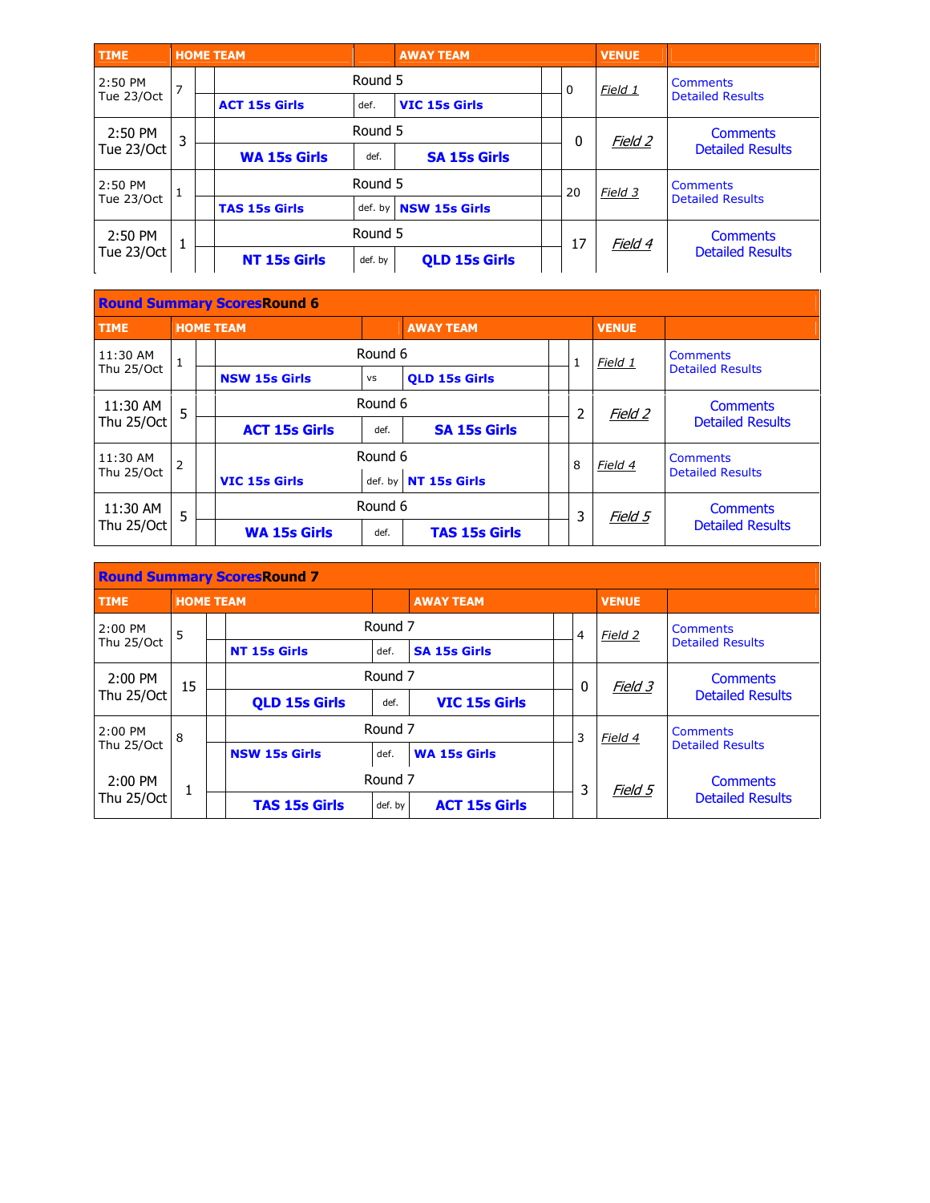| TIME | HOME TEAM | | | AWAY TEAM | | VENUE | |
|---|---|---|---|---|---|---|---|
| 2:50 PM Tue 23/Oct | 7 | Round 5 ACT 15s Girls | def. | VIC 15s Girls | 0 | Field 1 | Comments Detailed Results |
| 2:50 PM Tue 23/Oct | 3 | Round 5 WA 15s Girls | def. | SA 15s Girls | 0 | Field 2 | Comments Detailed Results |
| 2:50 PM Tue 23/Oct | 1 | Round 5 TAS 15s Girls | def. by | NSW 15s Girls | 20 | Field 3 | Comments Detailed Results |
| 2:50 PM Tue 23/Oct | 1 | Round 5 NT 15s Girls | def. by | QLD 15s Girls | 17 | Field 4 | Comments Detailed Results |

**Round Summary Scores****Round 6**

| TIME | HOME TEAM | | | AWAY TEAM | | VENUE | |
|---|---|---|---|---|---|---|---|
| 11:30 AM Thu 25/Oct | 1 | Round 6 NSW 15s Girls | vs | QLD 15s Girls | 1 | Field 1 | Comments Detailed Results |
| 11:30 AM Thu 25/Oct | 5 | Round 6 ACT 15s Girls | def. | SA 15s Girls | 2 | Field 2 | Comments Detailed Results |
| 11:30 AM Thu 25/Oct | 2 | Round 6 VIC 15s Girls | def. by | NT 15s Girls | 8 | Field 4 | Comments Detailed Results |
| 11:30 AM Thu 25/Oct | 5 | Round 6 WA 15s Girls | def. | TAS 15s Girls | 3 | Field 5 | Comments Detailed Results |

**Round Summary Scores****Round 7**

| TIME | HOME TEAM | | | AWAY TEAM | | VENUE | |
|---|---|---|---|---|---|---|---|
| 2:00 PM Thu 25/Oct | 5 | Round 7 NT 15s Girls | def. | SA 15s Girls | 4 | Field 2 | Comments Detailed Results |
| 2:00 PM Thu 25/Oct | 15 | Round 7 QLD 15s Girls | def. | VIC 15s Girls | 0 | Field 3 | Comments Detailed Results |
| 2:00 PM Thu 25/Oct | 8 | Round 7 NSW 15s Girls | def. | WA 15s Girls | 3 | Field 4 | Comments Detailed Results |
| 2:00 PM Thu 25/Oct | 1 | Round 7 TAS 15s Girls | def. by | ACT 15s Girls | 3 | Field 5 | Comments Detailed Results |